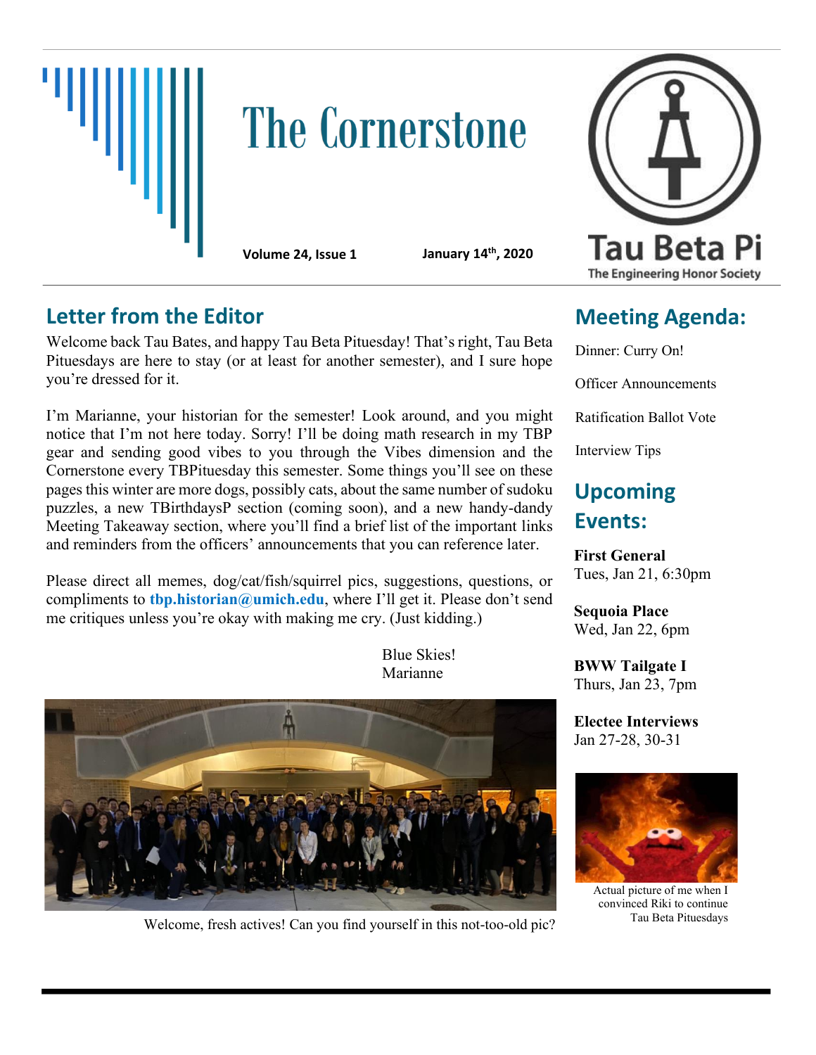# The Cornerstone

**Volume 24, Issue 1** **January 14th, 2020**

Tau Beta Pi
The Engineering Honor Society

## Letter from the Editor

Welcome back Tau Bates, and happy Tau Beta Pituesday! That's right, Tau Beta Pituesdays are here to stay (or at least for another semester), and I sure hope you're dressed for it.

I'm Marianne, your historian for the semester! Look around, and you might notice that I'm not here today. Sorry! I'll be doing math research in my TBP gear and sending good vibes to you through the Vibes dimension and the Cornerstone every TBPituesday this semester. Some things you'll see on these pages this winter are more dogs, possibly cats, about the same number of sudoku puzzles, a new TBirthdaysP section (coming soon), and a new handy-dandy Meeting Takeaway section, where you'll find a brief list of the important links and reminders from the officers' announcements that you can reference later.

Please direct all memes, dog/cat/fish/squirrel pics, suggestions, questions, or compliments to **tbp.historian@umich.edu**, where I'll get it. Please don't send me critiques unless you're okay with making me cry. (Just kidding.)

Blue Skies!
Marianne

Welcome, fresh actives! Can you find yourself in this not-too-old pic?

## Meeting Agenda:

Dinner: Curry On!

Officer Announcements

Ratification Ballot Vote

Interview Tips

## Upcoming Events:

**First General**
Tues, Jan 21, 6:30pm

**Sequoia Place**
Wed, Jan 22, 6pm

**BWW Tailgate I**
Thurs, Jan 23, 7pm

**Electee Interviews**
Jan 27-28, 30-31

Actual picture of me when I convinced Riki to continue Tau Beta Pituesdays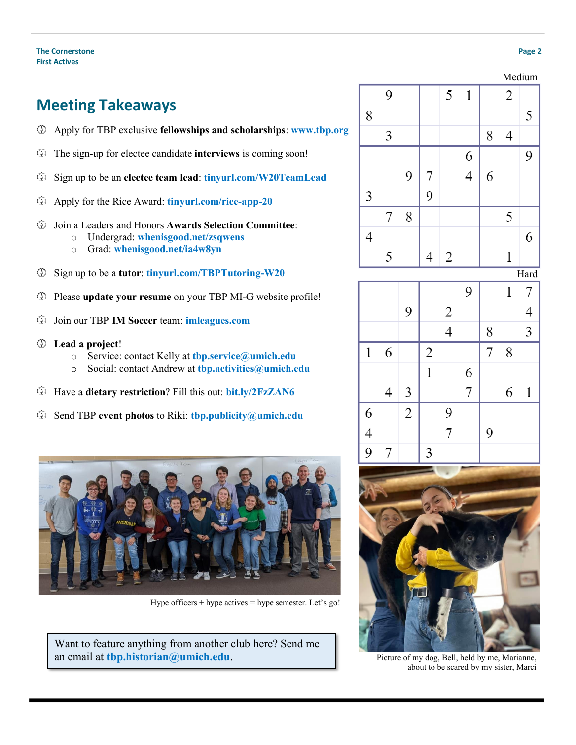## Meeting Takeaways

- Apply for TBP exclusive **fellowships and scholarships**: **www.tbp.org**
- The sign-up for electee candidate **interviews** is coming soon!
- Sign up to be an **electee team lead**: **tinyurl.com/W20TeamLead**
- Apply for the Rice Award: **tinyurl.com/rice-app-20**
- Join a Leaders and Honors **Awards Selection Committee**:
  - Undergrad: **whenisgood.net/zsqwens**
  - Grad: **whenisgood.net/ia4w8yn**
- Sign up to be a **tutor**: **tinyurl.com/TBPTutoring-W20**
- Please **update your resume** on your TBP MI-G website profile!
- Join our TBP **IM Soccer** team: **imleagues.com**
- **Lead a project**!
  - Service: contact Kelly at **tbp.service@umich.edu**
  - Social: contact Andrew at **tbp.activities@umich.edu**
- Have a **dietary restriction**? Fill this out: **bit.ly/2FzZAN6**
- Send TBP **event photos** to Riki: **tbp.publicity@umich.edu**

Hype officers + hype actives = hype semester. Let's go!

Want to feature anything from another club here? Send me an email at **tbp.historian@umich.edu**.

Medium

| | | | | | | | | |
|---|---|---|---|---|---|---|---|---|
| | 9 | | | 5 | 1 | | 2 | |
| 8 | | | | | | | | 5 |
| | 3 | | | | | 8 | 4 | |
| | | | | | 6 | | | 9 |
| | | 9 | 7 | | 4 | 6 | | |
| 3 | | | 9 | | | | | |
| | 7 | 8 | | | | | 5 | |
| 4 | | | | | | | | 6 |
| | 5 | | 4 | 2 | | | 1 | |

Hard

| | | | | | | | | |
|---|---|---|---|---|---|---|---|---|
| | | | | | 9 | | 1 | 7 |
| | | 9 | | 2 | | | | 4 |
| | | | | 4 | | 8 | | 3 |
| 1 | 6 | | 2 | | | 7 | 8 | |
| | | | 1 | | 6 | | | |
| | 4 | 3 | | | 7 | | 6 | 1 |
| 6 | | 2 | | 9 | | | | |
| 4 | | | | 7 | | 9 | | |
| 9 | 7 | | 3 | | | | | |

Picture of my dog, Bell, held by me, Marianne, about to be scared by my sister, Marci